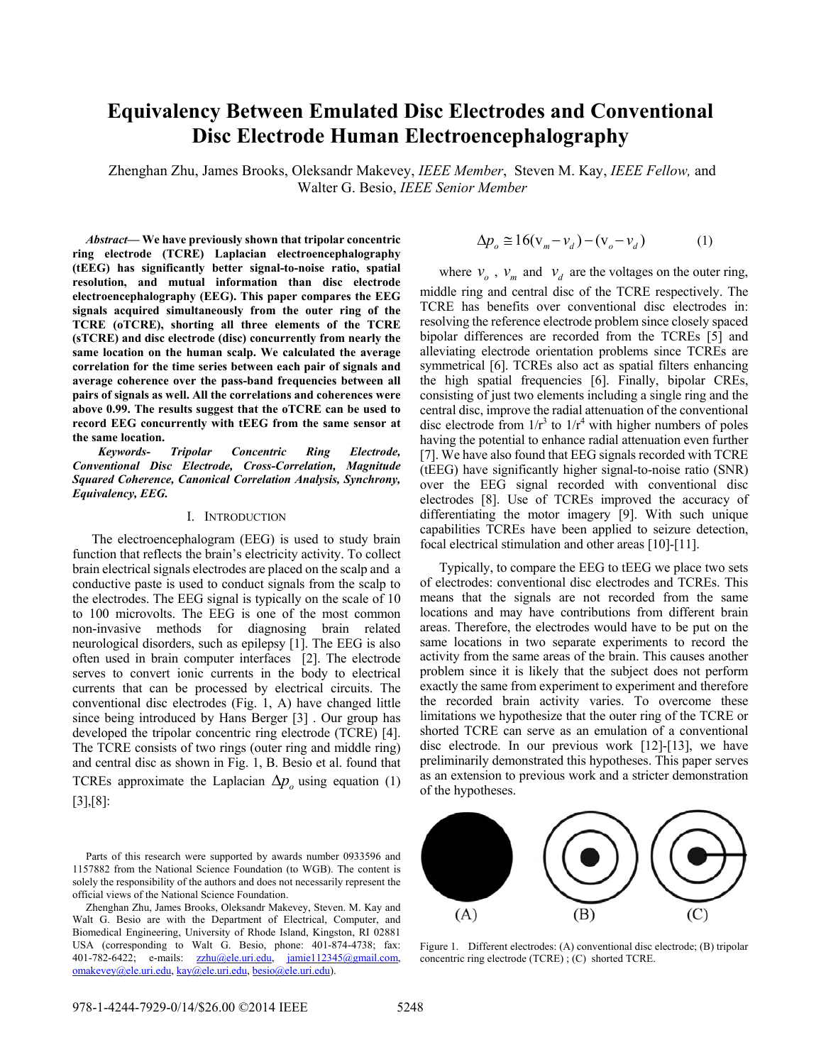# Equivalency Between Emulated Disc Electrodes and Conventional Disc Electrode Human Electroencephalography

Zhenghan Zhu, James Brooks, Oleksandr Makeyev, *IEEE Member*, Steven M. Kay, *IEEE Fellow,* and Walter G. Besio, *IEEE Senior Member*

***Abstract*— We have previously shown that tripolar concentric ring electrode (TCRE) Laplacian electroencephalography (tEEG) has significantly better signal-to-noise ratio, spatial resolution, and mutual information than disc electrode electroencephalography (EEG). This paper compares the EEG signals acquired simultaneously from the outer ring of the TCRE (oTCRE), shorting all three elements of the TCRE (sTCRE) and disc electrode (disc) concurrently from nearly the same location on the human scalp. We calculated the average correlation for the time series between each pair of signals and average coherence over the pass-band frequencies between all pairs of signals as well. All the correlations and coherences were above 0.99. The results suggest that the oTCRE can be used to record EEG concurrently with tEEG from the same sensor at the same location.**

***Keywords- Tripolar Concentric Ring Electrode, Conventional Disc Electrode, Cross-Correlation, Magnitude Squared Coherence, Canonical Correlation Analysis, Synchrony, Equivalency, EEG.***

## I. Introduction

The electroencephalogram (EEG) is used to study brain function that reflects the brain's electricity activity. To collect brain electrical signals electrodes are placed on the scalp and a conductive paste is used to conduct signals from the scalp to the electrodes. The EEG signal is typically on the scale of 10 to 100 microvolts. The EEG is one of the most common non-invasive methods for diagnosing brain related neurological disorders, such as epilepsy [1]. The EEG is also often used in brain computer interfaces [2]. The electrode serves to convert ionic currents in the body to electrical currents that can be processed by electrical circuits. The conventional disc electrodes (Fig. 1, A) have changed little since being introduced by Hans Berger [3] . Our group has developed the tripolar concentric ring electrode (TCRE) [4]. The TCRE consists of two rings (outer ring and middle ring) and central disc as shown in Fig. 1, B. Besio et al. found that TCREs approximate the Laplacian $\Delta p_o$ using equation (1) [3],[8]:

$$\Delta p_o \cong 16(v_m - v_d) - (v_o - v_d) \qquad (1)$$

where $v_o$ , $v_m$ and $v_d$ are the voltages on the outer ring, middle ring and central disc of the TCRE respectively. The TCRE has benefits over conventional disc electrodes in: resolving the reference electrode problem since closely spaced bipolar differences are recorded from the TCREs [5] and alleviating electrode orientation problems since TCREs are symmetrical [6]. TCREs also act as spatial filters enhancing the high spatial frequencies [6]. Finally, bipolar CREs, consisting of just two elements including a single ring and the central disc, improve the radial attenuation of the conventional disc electrode from $1/r^3$ to $1/r^4$ with higher numbers of poles having the potential to enhance radial attenuation even further [7]. We have also found that EEG signals recorded with TCRE (tEEG) have significantly higher signal-to-noise ratio (SNR) over the EEG signal recorded with conventional disc electrodes [8]. Use of TCREs improved the accuracy of differentiating the motor imagery [9]. With such unique capabilities TCREs have been applied to seizure detection, focal electrical stimulation and other areas [10]-[11].

Typically, to compare the EEG to tEEG we place two sets of electrodes: conventional disc electrodes and TCREs. This means that the signals are not recorded from the same locations and may have contributions from different brain areas. Therefore, the electrodes would have to be put on the same locations in two separate experiments to record the activity from the same areas of the brain. This causes another problem since it is likely that the subject does not perform exactly the same from experiment to experiment and therefore the recorded brain activity varies. To overcome these limitations we hypothesize that the outer ring of the TCRE or shorted TCRE can serve as an emulation of a conventional disc electrode. In our previous work [12]-[13], we have preliminarily demonstrated this hypotheses. This paper serves as an extension to previous work and a stricter demonstration of the hypotheses.

Figure 1. Different electrodes: (A) conventional disc electrode; (B) tripolar concentric ring electrode (TCRE) ; (C) shorted TCRE.

Parts of this research were supported by awards number 0933596 and 1157882 from the National Science Foundation (to WGB). The content is solely the responsibility of the authors and does not necessarily represent the official views of the National Science Foundation.

Zhenghan Zhu, James Brooks, Oleksandr Makeyev, Steven. M. Kay and Walt G. Besio are with the Department of Electrical, Computer, and Biomedical Engineering, University of Rhode Island, Kingston, RI 02881 USA (corresponding to Walt G. Besio, phone: 401-874-4738; fax: 401-782-6422; e-mails: zzhu@ele.uri.edu, jamie112345@gmail.com, omakevey@ele.uri.edu, kay@ele.uri.edu, besio@ele.uri.edu).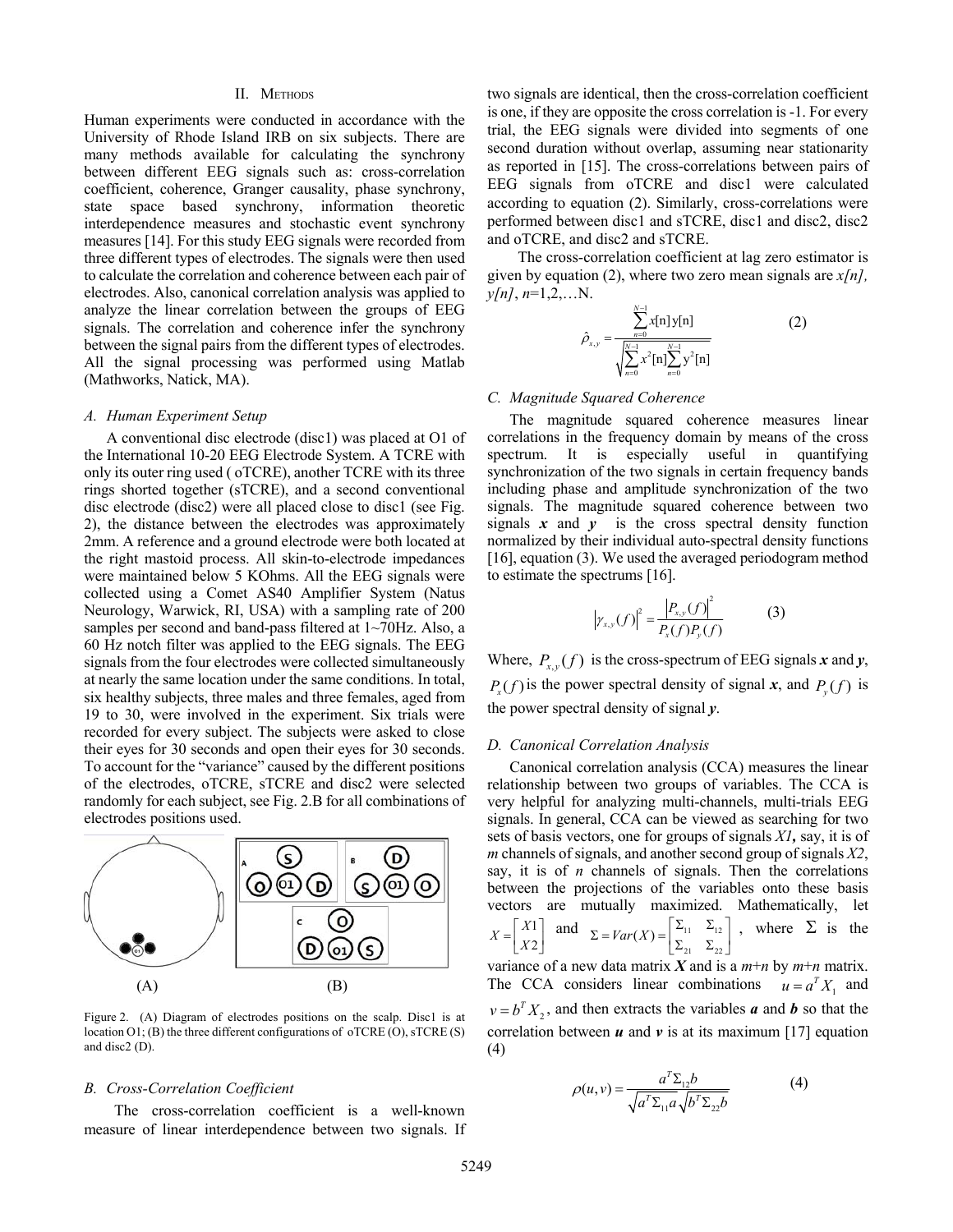## II. Methods

Human experiments were conducted in accordance with the University of Rhode Island IRB on six subjects. There are many methods available for calculating the synchrony between different EEG signals such as: cross-correlation coefficient, coherence, Granger causality, phase synchrony, state space based synchrony, information theoretic interdependence measures and stochastic event synchrony measures [14]. For this study EEG signals were recorded from three different types of electrodes. The signals were then used to calculate the correlation and coherence between each pair of electrodes. Also, canonical correlation analysis was applied to analyze the linear correlation between the groups of EEG signals. The correlation and coherence infer the synchrony between the signal pairs from the different types of electrodes. All the signal processing was performed using Matlab (Mathworks, Natick, MA).

### A. Human Experiment Setup

A conventional disc electrode (disc1) was placed at O1 of the International 10-20 EEG Electrode System. A TCRE with only its outer ring used ( oTCRE), another TCRE with its three rings shorted together (sTCRE), and a second conventional disc electrode (disc2) were all placed close to disc1 (see Fig. 2), the distance between the electrodes was approximately 2mm. A reference and a ground electrode were both located at the right mastoid process. All skin-to-electrode impedances were maintained below 5 KOhms. All the EEG signals were collected using a Comet AS40 Amplifier System (Natus Neurology, Warwick, RI, USA) with a sampling rate of 200 samples per second and band-pass filtered at 1~70Hz. Also, a 60 Hz notch filter was applied to the EEG signals. The EEG signals from the four electrodes were collected simultaneously at nearly the same location under the same conditions. In total, six healthy subjects, three males and three females, aged from 19 to 30, were involved in the experiment. Six trials were recorded for every subject. The subjects were asked to close their eyes for 30 seconds and open their eyes for 30 seconds. To account for the "variance" caused by the different positions of the electrodes, oTCRE, sTCRE and disc2 were selected randomly for each subject, see Fig. 2.B for all combinations of electrodes positions used.

(A) (B)

Figure 2. (A) Diagram of electrodes positions on the scalp. Disc1 is at location O1; (B) the three different configurations of oTCRE (O), sTCRE (S) and disc2 (D).

### B. Cross-Correlation Coefficient

The cross-correlation coefficient is a well-known measure of linear interdependence between two signals. If two signals are identical, then the cross-correlation coefficient is one, if they are opposite the cross correlation is -1. For every trial, the EEG signals were divided into segments of one second duration without overlap, assuming near stationarity as reported in [15]. The cross-correlations between pairs of EEG signals from oTCRE and disc1 were calculated according to equation (2). Similarly, cross-correlations were performed between disc1 and sTCRE, disc1 and disc2, disc2 and oTCRE, and disc2 and sTCRE.

The cross-correlation coefficient at lag zero estimator is given by equation (2), where two zero mean signals are $x[n]$, $y[n]$, $n$=1,2,…N.

$$\hat{\rho}_{x,y} = \frac{\sum_{n=0}^{N-1} x[n]\, y[n]}{\sqrt{\sum_{n=0}^{N-1} x^2[n] \sum_{n=0}^{N-1} y^2[n]}} \qquad (2)$$

### C. Magnitude Squared Coherence

The magnitude squared coherence measures linear correlations in the frequency domain by means of the cross spectrum. It is especially useful in quantifying synchronization of the two signals in certain frequency bands including phase and amplitude synchronization of the two signals. The magnitude squared coherence between two signals $\boldsymbol{x}$ and $\boldsymbol{y}$ is the cross spectral density function normalized by their individual auto-spectral density functions [16], equation (3). We used the averaged periodogram method to estimate the spectrums [16].

$$\left|\gamma_{x,y}(f)\right|^2 = \frac{\left|P_{x,y}(f)\right|^2}{P_x(f)P_y(f)} \qquad (3)$$

Where, $P_{x,y}(f)$ is the cross-spectrum of EEG signals $\boldsymbol{x}$ and $\boldsymbol{y}$, $P_x(f)$ is the power spectral density of signal $\boldsymbol{x}$, and $P_y(f)$ is the power spectral density of signal $\boldsymbol{y}$.

### D. Canonical Correlation Analysis

Canonical correlation analysis (CCA) measures the linear relationship between two groups of variables. The CCA is very helpful for analyzing multi-channels, multi-trials EEG signals. In general, CCA can be viewed as searching for two sets of basis vectors, one for groups of signals $X1$**,** say, it is of $m$ channels of signals, and another second group of signals $X2$, say, it is of $n$ channels of signals. Then the correlations between the projections of the variables onto these basis vectors are mutually maximized. Mathematically, let $X = \begin{bmatrix} X1 \\ X2 \end{bmatrix}$ and $\Sigma = Var(X) = \begin{bmatrix} \Sigma_{11} & \Sigma_{12} \\ \Sigma_{21} & \Sigma_{22} \end{bmatrix}$, where $\Sigma$ is the variance of a new data matrix $\boldsymbol{X}$ and is a $m$+$n$ by $m$+$n$ matrix. The CCA considers linear combinations $u = a^T X_1$ and $v = b^T X_2$, and then extracts the variables $\boldsymbol{a}$ and $\boldsymbol{b}$ so that the correlation between $\boldsymbol{u}$ and $\boldsymbol{v}$ is at its maximum [17] equation (4)

$$\rho(u,v) = \frac{a^T \Sigma_{12} b}{\sqrt{a^T \Sigma_{11} a}\sqrt{b^T \Sigma_{22} b}} \qquad (4)$$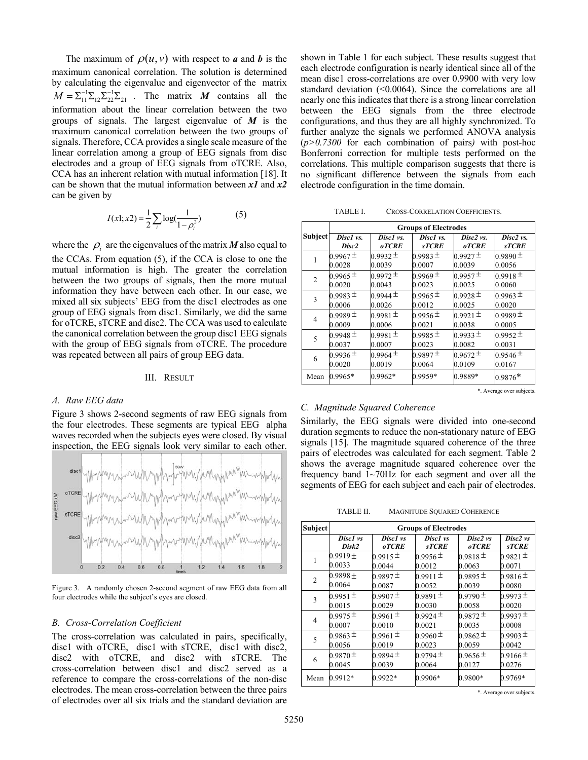The maximum of $\rho(u,v)$ with respect to ***a*** and ***b*** is the maximum canonical correlation. The solution is determined by calculating the eigenvalue and eigenvector of the matrix $M = \Sigma_{11}^{-1}\Sigma_{12}\Sigma_{22}^{-1}\Sigma_{21}$. The matrix ***M*** contains all the information about the linear correlation between the two groups of signals. The largest eigenvalue of ***M*** is the maximum canonical correlation between the two groups of signals. Therefore, CCA provides a single scale measure of the linear correlation among a group of EEG signals from disc electrodes and a group of EEG signals from oTCRE. Also, CCA has an inherent relation with mutual information [18]. It can be shown that the mutual information between ***x1*** and ***x2*** can be given by

$$I(x1;x2) = \frac{1}{2}\sum_{i}\log\left(\frac{1}{1-\rho_i^2}\right) \tag{5}$$

where the $\rho_i$ are the eigenvalues of the matrix ***M*** also equal to the CCAs. From equation (5), if the CCA is close to one the mutual information is high. The greater the correlation between the two groups of signals, then the more mutual information they have between each other. In our case, we mixed all six subjects' EEG from the disc1 electrodes as one group of EEG signals from disc1. Similarly, we did the same for oTCRE, sTCRE and disc2. The CCA was used to calculate the canonical correlation between the group disc1 EEG signals with the group of EEG signals from oTCRE. The procedure was repeated between all pairs of group EEG data.

## III. Result

### A. Raw EEG data

Figure 3 shows 2-second segments of raw EEG signals from the four electrodes. These segments are typical EEG alpha waves recorded when the subjects eyes were closed. By visual inspection, the EEG signals look very similar to each other.

Figure 3. A randomly chosen 2-second segment of raw EEG data from all four electrodes while the subject's eyes are closed.

### B. Cross-Correlation Coefficient

The cross-correlation was calculated in pairs, specifically, disc1 with oTCRE, disc1 with sTCRE, disc1 with disc2, disc2 with oTCRE, and disc2 with sTCRE. The cross-correlation between disc1 and disc2 served as a reference to compare the cross-correlations of the non-disc electrodes. The mean cross-correlation between the three pairs of electrodes over all six trials and the standard deviation are shown in Table 1 for each subject. These results suggest that each electrode configuration is nearly identical since all of the mean disc1 cross-correlations are over 0.9900 with very low standard deviation (<0.0064). Since the correlations are all nearly one this indicates that there is a strong linear correlation between the EEG signals from the three electrode configurations, and thus they are all highly synchronized. To further analyze the signals we performed ANOVA analysis (*p>0.7300* for each combination of pairs*)* with post-hoc Bonferroni correction for multiple tests performed on the correlations. This multiple comparison suggests that there is no significant difference between the signals from each electrode configuration in the time domain.

TABLE I. Cross-Correlation Coefficients.

| Subject | Groups of Electrodes | | | | |
|---|---|---|---|---|---|
| | *Disc1 vs. Disc2* | *Disc1 vs. oTCRE* | *Disc1 vs. sTCRE* | *Disc2 vs. oTCRE* | *Disc2 vs. sTCRE* |
| 1 | 0.9967 ± 0.0028 | 0.9932 ± 0.0039 | 0.9983 ± 0.0007 | 0.9927 ± 0.0039 | 0.9890 ± 0.0056 |
| 2 | 0.9965 ± 0.0020 | 0.9972 ± 0.0043 | 0.9969 ± 0.0023 | 0.9957 ± 0.0025 | 0.9918 ± 0.0060 |
| 3 | 0.9983 ± 0.0006 | 0.9944 ± 0.0026 | 0.9965 ± 0.0012 | 0.9928 ± 0.0025 | 0.9963 ± 0.0020 |
| 4 | 0.9989 ± 0.0009 | 0.9981 ± 0.0006 | 0.9956 ± 0.0021 | 0.9921 ± 0.0038 | 0.9989 ± 0.0005 |
| 5 | 0.9948 ± 0.0037 | 0.9981 ± 0.0007 | 0.9985 ± 0.0023 | 0.9933 ± 0.0082 | 0.9952 ± 0.0031 |
| 6 | 0.9936 ± 0.0020 | 0.9964 ± 0.0019 | 0.9897 ± 0.0064 | 0.9672 ± 0.0109 | 0.9546 ± 0.0167 |
| Mean | 0.9965* | 0.9962* | 0.9959* | 0.9889* | 0.9876* |

*. Average over subjects.

### C. Magnitude Squared Coherence

Similarly, the EEG signals were divided into one-second duration segments to reduce the non-stationary nature of EEG signals [15]. The magnitude squared coherence of the three pairs of electrodes was calculated for each segment. Table 2 shows the average magnitude squared coherence over the frequency band 1~70Hz for each segment and over all the segments of EEG for each subject and each pair of electrodes.

TABLE II. Magnitude Squared Coherence

| Subject | Groups of Electrodes | | | | |
|---|---|---|---|---|---|
| | *Disc1 vs Disk2* | *Disc1 vs oTCRE* | *Disc1 vs sTCRE* | *Disc2 vs oTCRE* | *Disc2 vs sTCRE* |
| 1 | 0.9919 ± 0.0033 | 0.9915 ± 0.0044 | 0.9956 ± 0.0012 | 0.9818 ± 0.0063 | 0.9821 ± 0.0071 |
| 2 | 0.9898 ± 0.0064 | 0.9897 ± 0.0087 | 0.9911 ± 0.0052 | 0.9895 ± 0.0039 | 0.9816 ± 0.0080 |
| 3 | 0.9951 ± 0.0015 | 0.9907 ± 0.0029 | 0.9891 ± 0.0030 | 0.9790 ± 0.0058 | 0.9973 ± 0.0020 |
| 4 | 0.9975 ± 0.0007 | 0.9961 ± 0.0010 | 0.9924 ± 0.0021 | 0.9872 ± 0.0035 | 0.9937 ± 0.0008 |
| 5 | 0.9863 ± 0.0056 | 0.9961 ± 0.0019 | 0.9960 ± 0.0023 | 0.9862 ± 0.0059 | 0.9903 ± 0.0042 |
| 6 | 0.9870 ± 0.0045 | 0.9894 ± 0.0039 | 0.9794 ± 0.0064 | 0.9656 ± 0.0127 | 0.9166 ± 0.0276 |
| Mean | 0.9912* | 0.9922* | 0.9906* | 0.9800* | 0.9769* |

*. Average over subjects.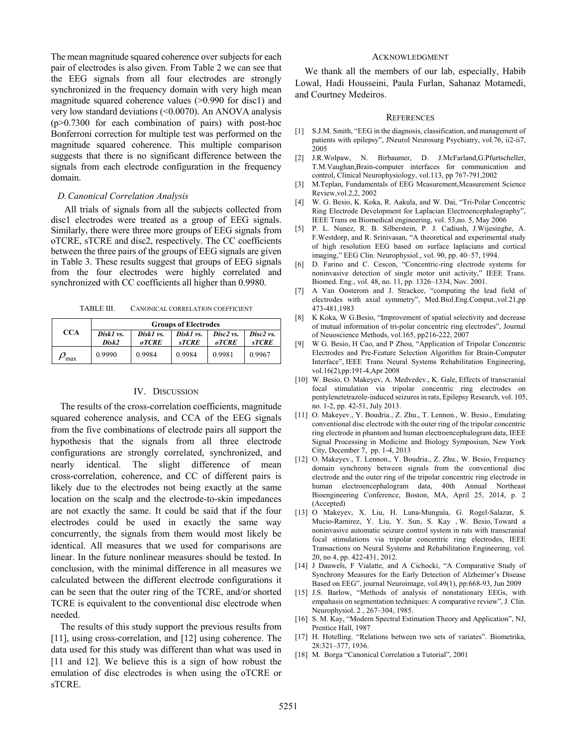The mean magnitude squared coherence over subjects for each pair of electrodes is also given. From Table 2 we can see that the EEG signals from all four electrodes are strongly synchronized in the frequency domain with very high mean magnitude squared coherence values (>0.990 for disc1) and very low standard deviations (<0.0070). An ANOVA analysis (p>0.7300 for each combination of pairs) with post-hoc Bonferroni correction for multiple test was performed on the magnitude squared coherence. This multiple comparison suggests that there is no significant difference between the signals from each electrode configuration in the frequency domain.

### *D. Canonical Correlation Analysis*

All trials of signals from all the subjects collected from disc1 electrodes were treated as a group of EEG signals. Similarly, there were three more groups of EEG signals from oTCRE, sTCRE and disc2, respectively. The CC coefficients between the three pairs of the groups of EEG signals are given in Table 3. These results suggest that groups of EEG signals from the four electrodes were highly correlated and synchronized with CC coefficients all higher than 0.9980.

TABLE III. CANONICAL CORRELATION COEFFICIENT

| CCA | Groups of Electrodes | | | | |
|---|---|---|---|---|---|
| | *Disk1 vs. Disk2* | *Disk1 vs. oTCRE* | *Disk1 vs. sTCRE* | *Disc2 vs. oTCRE* | *Disc2 vs. sTCRE* |
| $\rho_{\max}$ | 0.9990 | 0.9984 | 0.9984 | 0.9981 | 0.9967 |

## IV. DISCUSSION

The results of the cross-correlation coefficients, magnitude squared coherence analysis, and CCA of the EEG signals from the five combinations of electrode pairs all support the hypothesis that the signals from all three electrode configurations are strongly correlated, synchronized, and nearly identical. The slight difference of mean cross-correlation, coherence, and CC of different pairs is likely due to the electrodes not being exactly at the same location on the scalp and the electrode-to-skin impedances are not exactly the same. It could be said that if the four electrodes could be used in exactly the same way concurrently, the signals from them would most likely be identical. All measures that we used for comparisons are linear. In the future nonlinear measures should be tested. In conclusion, with the minimal difference in all measures we calculated between the different electrode configurations it can be seen that the outer ring of the TCRE, and/or shorted TCRE is equivalent to the conventional disc electrode when needed.

The results of this study support the previous results from [11], using cross-correlation, and [12] using coherence. The data used for this study was different than what was used in [11 and 12]. We believe this is a sign of how robust the emulation of disc electrodes is when using the oTCRE or sTCRE.

## ACKNOWLEDGMENT

We thank all the members of our lab, especially, Habib Lowal, Hadi Housseini, Paula Furlan, Sahanaz Motamedi, and Courtney Medeiros.

## REFERENCES

[1] S.J.M. Smith, "EEG in the diagnosis, classification, and management of patients with epilepsy", JNeurol Neurosurg Psychiatry, vol.76, ii2-ii7, 2005

[2] J.R.Wolpaw, N. Birbaumer, D. J.McFarland,G.Pfurtscheller, T.M.Vaughan,Brain-computer interfaces for communication and control, Clinical Neurophysiology, vol.113, pp 767-791,2002

[3] M.Teplan, Fundamentals of EEG Measurement,Measurement Science Review,vol.2,2, 2002

[4] W. G. Besio, K. Koka, R. Aakula, and W. Dai, "Tri-Polar Concentric Ring Electrode Development for Laplacian Electroencephalography", IEEE Trans on Biomedical engineering, vol. 53,no. 5, May 2006

[5] P. L. Nunez, R. B. Silberstein, P. J. Cadiush, J.Wijesinghe, A. F.Westdorp, and R. Srinivasan, "A theoretical and experimental study of high resolution EEG based on surface laplacians and cortical imaging," EEG Clin. Neurophysiol., vol. 90, pp. 40–57, 1994.

[6] D. Farino and C. Cescon, "Concentric-ring electrode systems for noninvasive detection of single motor unit activity," IEEE Trans. Biomed. Eng., vol. 48, no. 11, pp. 1326–1334, Nov. 2001.

[7] A Van Oosterom and J. Strackee, "computing the lead field of electrodes with axial symmetry", Med.Biol.Eng.Comput.,vol.21,pp 473-481,1983

[8] K Koka, W G.Besio, "Improvement of spatial selectivity and decrease of mutual information of tri-polar concentric ring electrodes", Journal of Neuoscience Methods, vol.165, pp216-222, 2007

[9] W G. Besio, H Cao, and P Zhou, "Application of Tripolar Concentric Electrodes and Pre-Feature Selection Algorithm for Brain-Computer Interface", IEEE Trans Neural Systems Rehabilitation Engineering, vol.16(2),pp:191-4,Apr 2008

[10] W. Besio, O. Makeyev, A. Medvedev., K. Gale, Effects of transcranial focal stimulation via tripolar concentric ring electrodes on pentylenetetrazole-induced seizures in rats, Epilepsy Research, vol. 105, no. 1-2, pp. 42-51, July 2013.

[11] O. Makeyev., Y. Boudria., Z. Zhu., T. Lennon., W. Besio., Emulating conventional disc electrode with the outer ring of the tripolar concentric ring electrode in phantom and human electroencephalogram data, IEEE Signal Processing in Medicine and Biology Symposium, New York City, December 7, pp. 1-4, 2013

[12] O. Makeyev., T. Lennon., Y. Boudria., Z. Zhu., W. Besio, Frequency domain synchrony between signals from the conventional disc electrode and the outer ring of the tripolar concentric ring electrode in human electroencephalogram data, 40th Annual Northeast Bioengineering Conference, Boston, MA, April 25, 2014, p. 2 (Accepted)

[13] O Makeyev, X. Liu, H. Luna-Munguía, G. Rogel-Salazar, S. Mucio-Ramirez, Y. Liu, Y. Sun, S. Kay , W. Besio, Toward a noninvasive automatic seizure control system in rats with transcranial focal stimulations via tripolar concentric ring electrodes, IEEE Transactions on Neural Systems and Rehabilitation Engineering, vol. 20, no 4, pp. 422-431, 2012.

[14] J Dauwels, F Vialatte, and A Cichocki, "A Comparative Study of Synchrony Measures for the Early Detection of Alzheimer's Disease Based on EEG", journal Neuroimage, vol.49(1), pp:668-93, Jun 2009

[15] J.S. Barlow, "Methods of analysis of nonstationary EEGs, with empahasis on segmentation techniques: A comparative review", J. Clin. Neurophysiol. 2 , 267–304, 1985.

[16] S. M. Kay, "Modern Spectral Estimation Theory and Application", NJ, Prentice Hall, 1987

[17] H. Hotelling. "Relations between two sets of variates". Biometrika, 28:321–377, 1936.

[18] M. Borga "Canonical Correlation a Tutorial", 2001